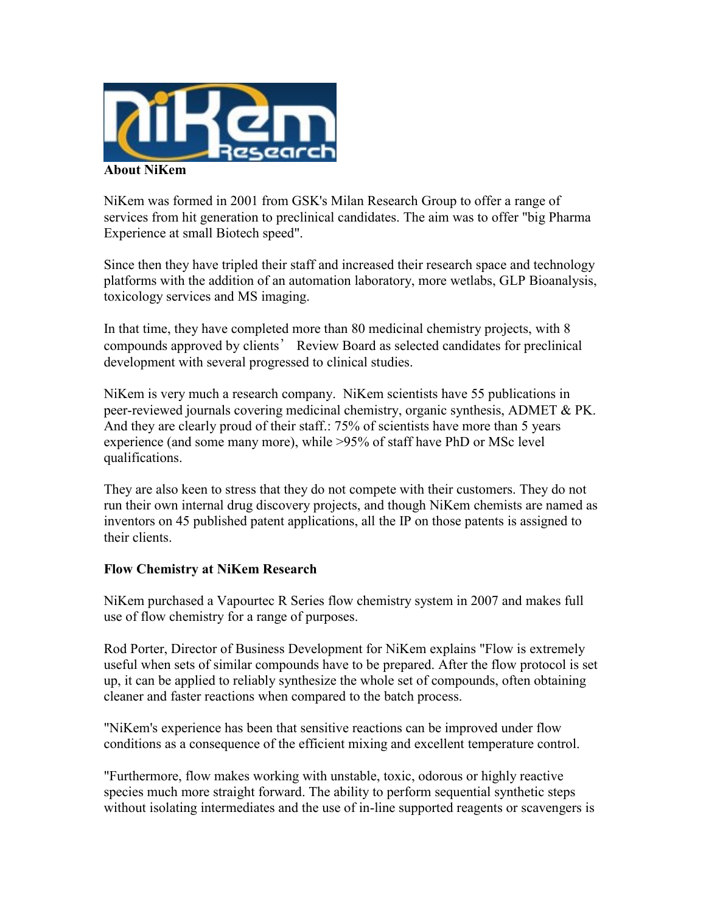**About NiKem**

NiKem was formed in 2001 from GSK's Milan Research Group to offer a range of services from hit generation to preclinical candidates. The aim was to offer "big Pharma Experience at small Biotech speed".

Since then they have tripled their staff and increased their research space and technology platforms with the addition of an automation laboratory, more wetlabs, GLP Bioanalysis, toxicology services and MS imaging.

In that time, they have completed more than 80 medicinal chemistry projects, with 8 compounds approved by clients' Review Board as selected candidates for preclinical development with several progressed to clinical studies.

NiKem is very much a research company. NiKem scientists have 55 publications in peer-reviewed journals covering medicinal chemistry, organic synthesis, ADMET & PK. And they are clearly proud of their staff.: 75% of scientists have more than 5 years experience (and some many more), while >95% of staff have PhD or MSc level qualifications.

They are also keen to stress that they do not compete with their customers. They do not run their own internal drug discovery projects, and though NiKem chemists are named as inventors on 45 published patent applications, all the IP on those patents is assigned to their clients.

**Flow Chemistry at NiKem Research**

NiKem purchased a Vapourtec R Series flow chemistry system in 2007 and makes full use of flow chemistry for a range of purposes.

Rod Porter, Director of Business Development for NiKem explains "Flow is extremely useful when sets of similar compounds have to be prepared. After the flow protocol is set up, it can be applied to reliably synthesize the whole set of compounds, often obtaining cleaner and faster reactions when compared to the batch process.

"NiKem's experience has been that sensitive reactions can be improved under flow conditions as a consequence of the efficient mixing and excellent temperature control.

"Furthermore, flow makes working with unstable, toxic, odorous or highly reactive species much more straight forward. The ability to perform sequential synthetic steps without isolating intermediates and the use of in-line supported reagents or scavengers is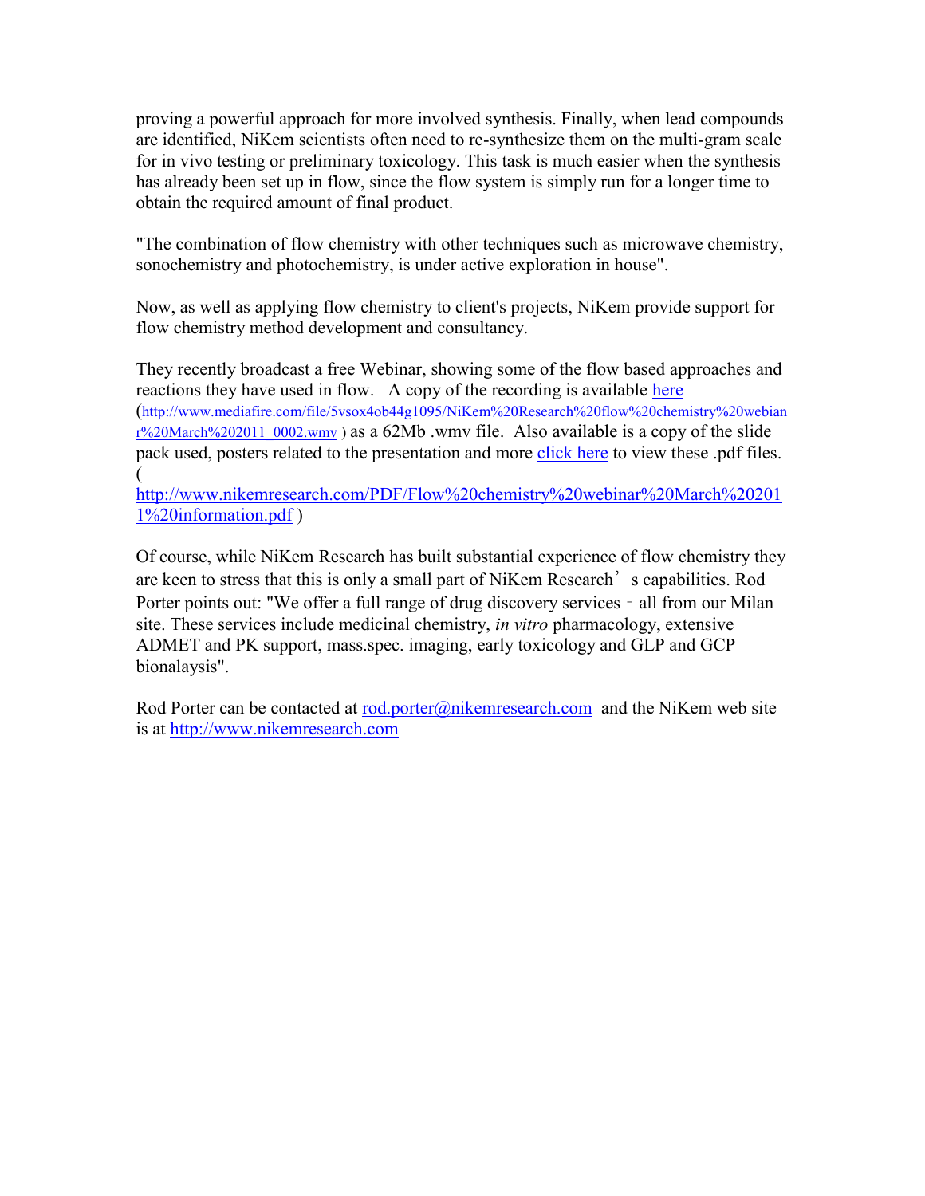proving a powerful approach for more involved synthesis. Finally, when lead compounds are identified, NiKem scientists often need to re-synthesize them on the multi-gram scale for in vivo testing or preliminary toxicology. This task is much easier when the synthesis has already been set up in flow, since the flow system is simply run for a longer time to obtain the required amount of final product.

"The combination of flow chemistry with other techniques such as microwave chemistry, sonochemistry and photochemistry, is under active exploration in house".

Now, as well as applying flow chemistry to client's projects, NiKem provide support for flow chemistry method development and consultancy.

They recently broadcast a free Webinar, showing some of the flow based approaches and reactions they have used in flow. A copy of the recording is available here (http://www.mediafire.com/file/5vsox4ob44g1095/NiKem%20Research%20flow%20chemistry%20webianr%20March%202011_0002.wmv ) as a 62Mb .wmv file. Also available is a copy of the slide pack used, posters related to the presentation and more click here to view these .pdf files. ( http://www.nikemresearch.com/PDF/Flow%20chemistry%20webinar%20March%202011%20information.pdf )

Of course, while NiKem Research has built substantial experience of flow chemistry they are keen to stress that this is only a small part of NiKem Research's capabilities. Rod Porter points out: "We offer a full range of drug discovery services – all from our Milan site. These services include medicinal chemistry, *in vitro* pharmacology, extensive ADMET and PK support, mass.spec. imaging, early toxicology and GLP and GCP bionalaysis".

Rod Porter can be contacted at rod.porter@nikemresearch.com and the NiKem web site is at http://www.nikemresearch.com